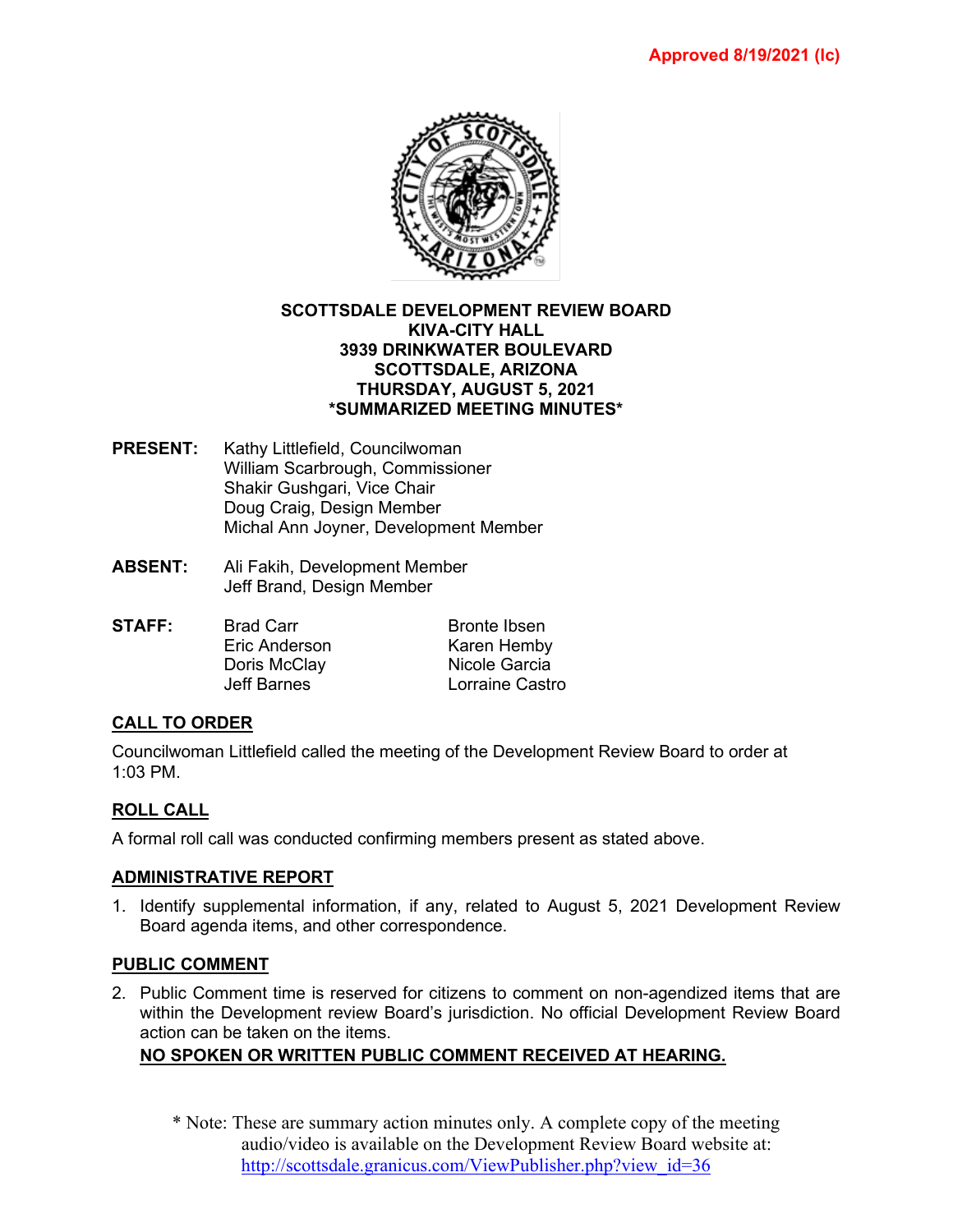**Approved 8/19/2021 (lc)**

# SCOTTSDALE DEVELOPMENT REVIEW BOARD
## KIVA-CITY HALL
## 3939 DRINKWATER BOULEVARD
## SCOTTSDALE, ARIZONA
## THURSDAY, AUGUST 5, 2021
## *SUMMARIZED MEETING MINUTES*

**PRESENT:** Kathy Littlefield, Councilwoman
William Scarbrough, Commissioner
Shakir Gushgari, Vice Chair
Doug Craig, Design Member
Michal Ann Joyner, Development Member

**ABSENT:** Ali Fakih, Development Member
Jeff Brand, Design Member

**STAFF:** Brad Carr
Eric Anderson
Doris McClay
Jeff Barnes
Bronte Ibsen
Karen Hemby
Nicole Garcia
Lorraine Castro

## CALL TO ORDER

Councilwoman Littlefield called the meeting of the Development Review Board to order at 1:03 PM.

## ROLL CALL

A formal roll call was conducted confirming members present as stated above.

## ADMINISTRATIVE REPORT

1. Identify supplemental information, if any, related to August 5, 2021 Development Review Board agenda items, and other correspondence.

## PUBLIC COMMENT

2. Public Comment time is reserved for citizens to comment on non-agendized items that are within the Development review Board's jurisdiction. No official Development Review Board action can be taken on the items.

   **NO SPOKEN OR WRITTEN PUBLIC COMMENT RECEIVED AT HEARING.**

\* Note: These are summary action minutes only. A complete copy of the meeting audio/video is available on the Development Review Board website at: http://scottsdale.granicus.com/ViewPublisher.php?view_id=36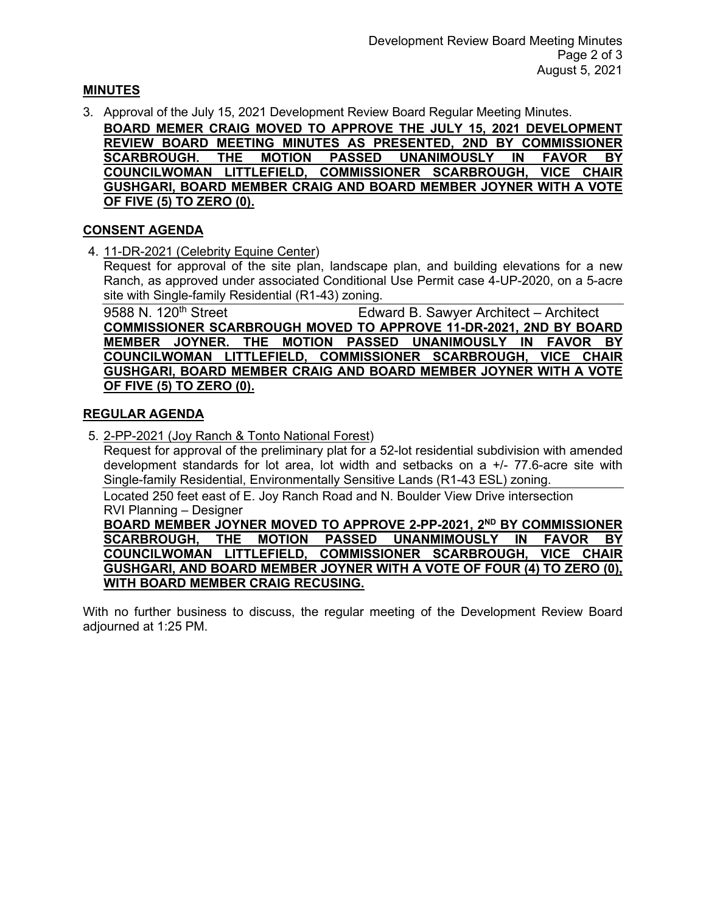## MINUTES

3. Approval of the July 15, 2021 Development Review Board Regular Meeting Minutes.
   **BOARD MEMER CRAIG MOVED TO APPROVE THE JULY 15, 2021 DEVELOPMENT REVIEW BOARD MEETING MINUTES AS PRESENTED, 2ND BY COMMISSIONER SCARBROUGH. THE MOTION PASSED UNANIMOUSLY IN FAVOR BY COUNCILWOMAN LITTLEFIELD, COMMISSIONER SCARBROUGH, VICE CHAIR GUSHGARI, BOARD MEMBER CRAIG AND BOARD MEMBER JOYNER WITH A VOTE OF FIVE (5) TO ZERO (0).**

## CONSENT AGENDA

4. 11-DR-2021 (Celebrity Equine Center)
   Request for approval of the site plan, landscape plan, and building elevations for a new Ranch, as approved under associated Conditional Use Permit case 4-UP-2020, on a 5-acre site with Single-family Residential (R1-43) zoning.
   9588 N. 120th Street — Edward B. Sawyer Architect – Architect
   **COMMISSIONER SCARBROUGH MOVED TO APPROVE 11-DR-2021, 2ND BY BOARD MEMBER JOYNER. THE MOTION PASSED UNANIMOUSLY IN FAVOR BY COUNCILWOMAN LITTLEFIELD, COMMISSIONER SCARBROUGH, VICE CHAIR GUSHGARI, BOARD MEMBER CRAIG AND BOARD MEMBER JOYNER WITH A VOTE OF FIVE (5) TO ZERO (0).**

## REGULAR AGENDA

5. 2-PP-2021 (Joy Ranch & Tonto National Forest)
   Request for approval of the preliminary plat for a 52-lot residential subdivision with amended development standards for lot area, lot width and setbacks on a +/- 77.6-acre site with Single-family Residential, Environmentally Sensitive Lands (R1-43 ESL) zoning.
   Located 250 feet east of E. Joy Ranch Road and N. Boulder View Drive intersection
   RVI Planning – Designer
   **BOARD MEMBER JOYNER MOVED TO APPROVE 2-PP-2021, 2ND BY COMMISSIONER SCARBROUGH, THE MOTION PASSED UNANMIMOUSLY IN FAVOR BY COUNCILWOMAN LITTLEFIELD, COMMISSIONER SCARBROUGH, VICE CHAIR GUSHGARI, AND BOARD MEMBER JOYNER WITH A VOTE OF FOUR (4) TO ZERO (0), WITH BOARD MEMBER CRAIG RECUSING.**

With no further business to discuss, the regular meeting of the Development Review Board adjourned at 1:25 PM.